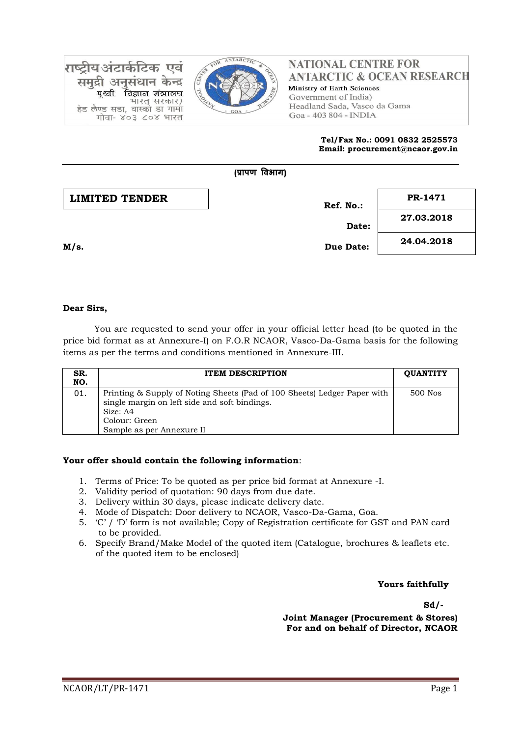राष्ट्रीय अंटार्कटिक एवं समुद्री अनुसंधान केन्द्र
पृथ्वी विज्ञान मंत्रालय
भारत सरकार)
हेड लैण्ड सडा, वास्को डा गामा
गोवा- ४०३ ८०४ भारत

**NATIONAL CENTRE FOR ANTARCTIC & OCEAN RESEARCH**
Ministry of Earth Sciences
Government of India)
Headland Sada, Vasco da Gama
Goa - 403 804 - INDIA

**Tel/Fax No.: 0091 0832 2525573**
**Email: procurement@ncaor.gov.in**

**(प्रापण विभाग)**

**LIMITED TENDER**

| | |
|---|---|
| **Ref. No.:** | **PR-1471** |
| **Date:** | **27.03.2018** |
| **Due Date:** | **24.04.2018** |

**M/s.**

**Dear Sirs,**

You are requested to send your offer in your official letter head (to be quoted in the price bid format as at Annexure-I) on F.O.R NCAOR, Vasco-Da-Gama basis for the following items as per the terms and conditions mentioned in Annexure-III.

| SR. NO. | ITEM DESCRIPTION | QUANTITY |
|---|---|---|
| 01. | Printing & Supply of Noting Sheets (Pad of 100 Sheets) Ledger Paper with single margin on left side and soft bindings.<br>Size: A4<br>Colour: Green<br>Sample as per Annexure II | 500 Nos |

**Your offer should contain the following information**:

1. Terms of Price: To be quoted as per price bid format at Annexure -I.
2. Validity period of quotation: 90 days from due date.
3. Delivery within 30 days, please indicate delivery date.
4. Mode of Dispatch: Door delivery to NCAOR, Vasco-Da-Gama, Goa.
5. 'C' / 'D' form is not available; Copy of Registration certificate for GST and PAN card to be provided.
6. Specify Brand/Make Model of the quoted item (Catalogue, brochures & leaflets etc. of the quoted item to be enclosed)

**Yours faithfully**

**Sd/-**

**Joint Manager (Procurement & Stores)**
**For and on behalf of Director, NCAOR**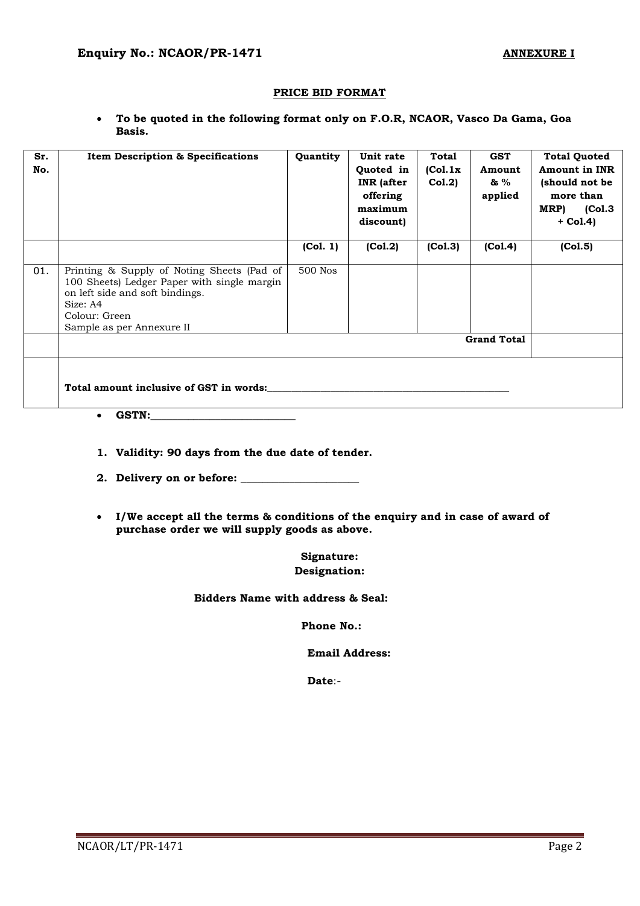**Enquiry No.: NCAOR/PR-1471** **ANNEXURE I**

## PRICE BID FORMAT

- **To be quoted in the following format only on F.O.R, NCAOR, Vasco Da Gama, Goa Basis.**

| Sr. No. | Item Description & Specifications | Quantity | Unit rate Quoted in INR (after offering maximum discount) | Total (Col.1x Col.2) | GST Amount & % applied | Total Quoted Amount in INR (should not be more than MRP) (Col.3 + Col.4) |
|---|---|---|---|---|---|---|
| | | (Col. 1) | (Col.2) | (Col.3) | (Col.4) | (Col.5) |
| 01. | Printing & Supply of Noting Sheets (Pad of 100 Sheets) Ledger Paper with single margin on left side and soft bindings.<br>Size: A4<br>Colour: Green<br>Sample as per Annexure II | 500 Nos | | | | |
| | | | | | **Grand Total** | |
| | **Total amount inclusive of GST in words:**__________________________________________________ | | | | | |

- **GSTN:**____________________________

1. **Validity: 90 days from the due date of tender.**
2. **Delivery on or before:** _______________________

- **I/We accept all the terms & conditions of the enquiry and in case of award of purchase order we will supply goods as above.**

**Signature:**

**Designation:**

**Bidders Name with address & Seal:**

**Phone No.:**

**Email Address:**

**Date**:-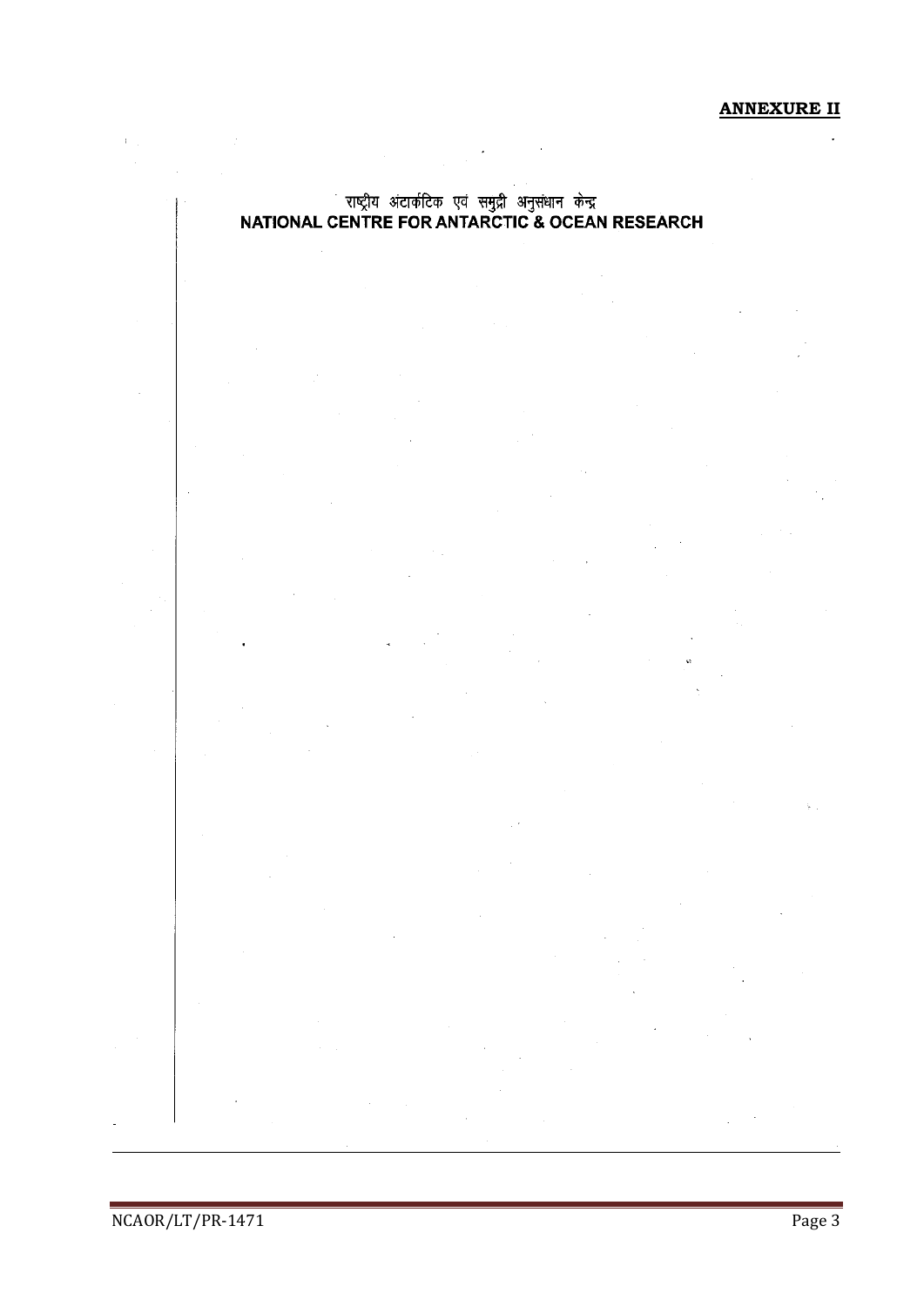**ANNEXURE II**

राष्ट्रीय अंटार्कटिक एवं समुद्री अनुसंधान केन्द्र

**NATIONAL CENTRE FOR ANTARCTIC & OCEAN RESEARCH**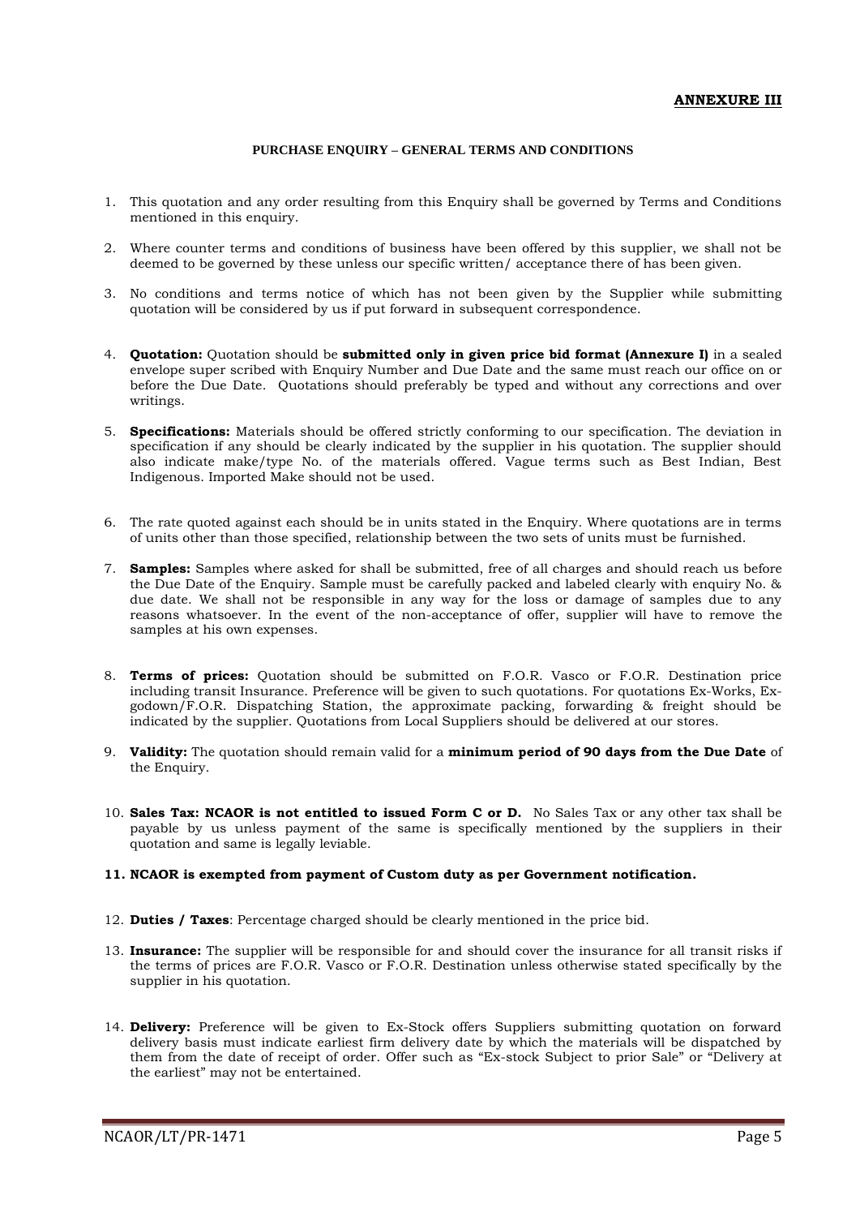**ANNEXURE III**

**PURCHASE ENQUIRY – GENERAL TERMS AND CONDITIONS**

1. This quotation and any order resulting from this Enquiry shall be governed by Terms and Conditions mentioned in this enquiry.

2. Where counter terms and conditions of business have been offered by this supplier, we shall not be deemed to be governed by these unless our specific written/ acceptance there of has been given.

3. No conditions and terms notice of which has not been given by the Supplier while submitting quotation will be considered by us if put forward in subsequent correspondence.

4. **Quotation:** Quotation should be **submitted only in given price bid format (Annexure I)** in a sealed envelope super scribed with Enquiry Number and Due Date and the same must reach our office on or before the Due Date. Quotations should preferably be typed and without any corrections and over writings.

5. **Specifications:** Materials should be offered strictly conforming to our specification. The deviation in specification if any should be clearly indicated by the supplier in his quotation. The supplier should also indicate make/type No. of the materials offered. Vague terms such as Best Indian, Best Indigenous. Imported Make should not be used.

6. The rate quoted against each should be in units stated in the Enquiry. Where quotations are in terms of units other than those specified, relationship between the two sets of units must be furnished.

7. **Samples:** Samples where asked for shall be submitted, free of all charges and should reach us before the Due Date of the Enquiry. Sample must be carefully packed and labeled clearly with enquiry No. & due date. We shall not be responsible in any way for the loss or damage of samples due to any reasons whatsoever. In the event of the non-acceptance of offer, supplier will have to remove the samples at his own expenses.

8. **Terms of prices:** Quotation should be submitted on F.O.R. Vasco or F.O.R. Destination price including transit Insurance. Preference will be given to such quotations. For quotations Ex-Works, Ex-godown/F.O.R. Dispatching Station, the approximate packing, forwarding & freight should be indicated by the supplier. Quotations from Local Suppliers should be delivered at our stores.

9. **Validity:** The quotation should remain valid for a **minimum period of 90 days from the Due Date** of the Enquiry.

10. **Sales Tax: NCAOR is not entitled to issued Form C or D.** No Sales Tax or any other tax shall be payable by us unless payment of the same is specifically mentioned by the suppliers in their quotation and same is legally leviable.

11. **NCAOR is exempted from payment of Custom duty as per Government notification.**

12. **Duties / Taxes**: Percentage charged should be clearly mentioned in the price bid.

13. **Insurance:** The supplier will be responsible for and should cover the insurance for all transit risks if the terms of prices are F.O.R. Vasco or F.O.R. Destination unless otherwise stated specifically by the supplier in his quotation.

14. **Delivery:** Preference will be given to Ex-Stock offers Suppliers submitting quotation on forward delivery basis must indicate earliest firm delivery date by which the materials will be dispatched by them from the date of receipt of order. Offer such as "Ex-stock Subject to prior Sale" or "Delivery at the earliest" may not be entertained.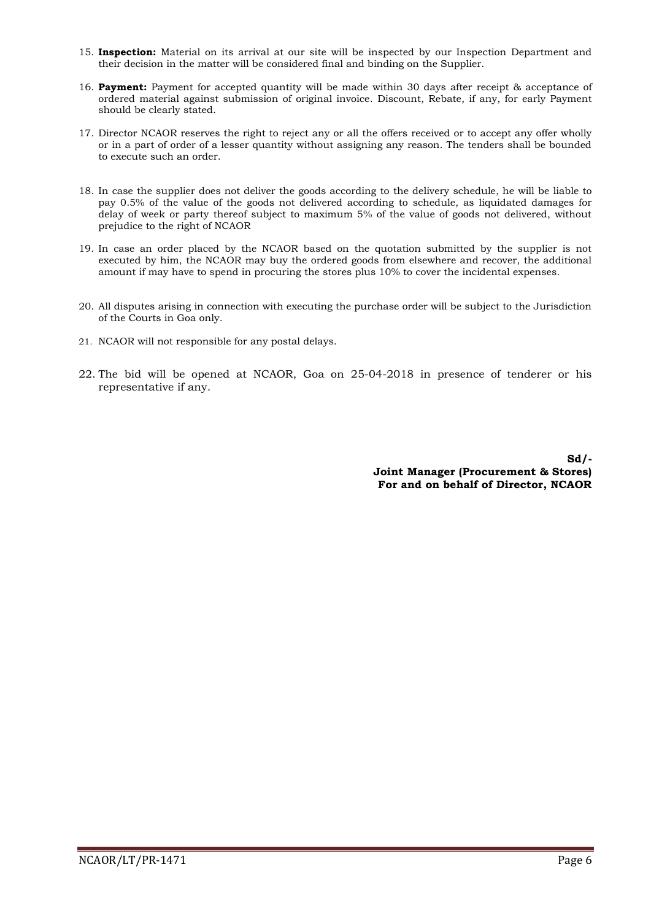15. **Inspection:** Material on its arrival at our site will be inspected by our Inspection Department and their decision in the matter will be considered final and binding on the Supplier.

16. **Payment:** Payment for accepted quantity will be made within 30 days after receipt & acceptance of ordered material against submission of original invoice. Discount, Rebate, if any, for early Payment should be clearly stated.

17. Director NCAOR reserves the right to reject any or all the offers received or to accept any offer wholly or in a part of order of a lesser quantity without assigning any reason. The tenders shall be bounded to execute such an order.

18. In case the supplier does not deliver the goods according to the delivery schedule, he will be liable to pay 0.5% of the value of the goods not delivered according to schedule, as liquidated damages for delay of week or party thereof subject to maximum 5% of the value of goods not delivered, without prejudice to the right of NCAOR

19. In case an order placed by the NCAOR based on the quotation submitted by the supplier is not executed by him, the NCAOR may buy the ordered goods from elsewhere and recover, the additional amount if may have to spend in procuring the stores plus 10% to cover the incidental expenses.

20. All disputes arising in connection with executing the purchase order will be subject to the Jurisdiction of the Courts in Goa only.

21. NCAOR will not responsible for any postal delays.

22. The bid will be opened at NCAOR, Goa on 25-04-2018 in presence of tenderer or his representative if any.

**Sd/-**
**Joint Manager (Procurement & Stores)**
**For and on behalf of Director, NCAOR**

NCAOR/LT/PR-1471